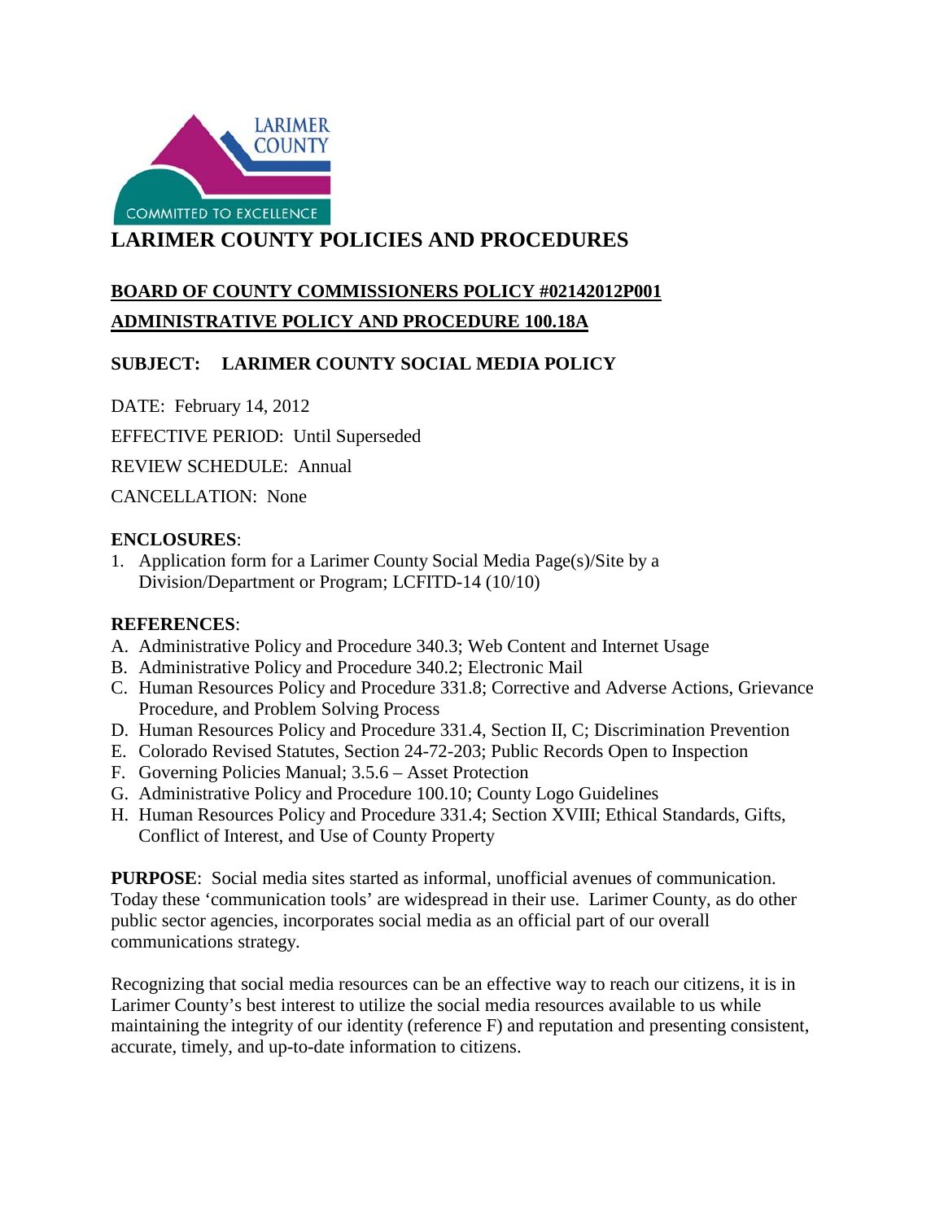# LARIMER COUNTY POLICIES AND PROCEDURES

**BOARD OF COUNTY COMMISSIONERS POLICY #02142012P001**

**ADMINISTRATIVE POLICY AND PROCEDURE 100.18A**

## SUBJECT: LARIMER COUNTY SOCIAL MEDIA POLICY

DATE: February 14, 2012

EFFECTIVE PERIOD: Until Superseded

REVIEW SCHEDULE: Annual

CANCELLATION: None

**ENCLOSURES**:

1. Application form for a Larimer County Social Media Page(s)/Site by a Division/Department or Program; LCFITD-14 (10/10)

**REFERENCES**:

A. Administrative Policy and Procedure 340.3; Web Content and Internet Usage
B. Administrative Policy and Procedure 340.2; Electronic Mail
C. Human Resources Policy and Procedure 331.8; Corrective and Adverse Actions, Grievance Procedure, and Problem Solving Process
D. Human Resources Policy and Procedure 331.4, Section II, C; Discrimination Prevention
E. Colorado Revised Statutes, Section 24-72-203; Public Records Open to Inspection
F. Governing Policies Manual; 3.5.6 – Asset Protection
G. Administrative Policy and Procedure 100.10; County Logo Guidelines
H. Human Resources Policy and Procedure 331.4; Section XVIII; Ethical Standards, Gifts, Conflict of Interest, and Use of County Property

**PURPOSE**: Social media sites started as informal, unofficial avenues of communication. Today these 'communication tools' are widespread in their use. Larimer County, as do other public sector agencies, incorporates social media as an official part of our overall communications strategy.

Recognizing that social media resources can be an effective way to reach our citizens, it is in Larimer County's best interest to utilize the social media resources available to us while maintaining the integrity of our identity (reference F) and reputation and presenting consistent, accurate, timely, and up-to-date information to citizens.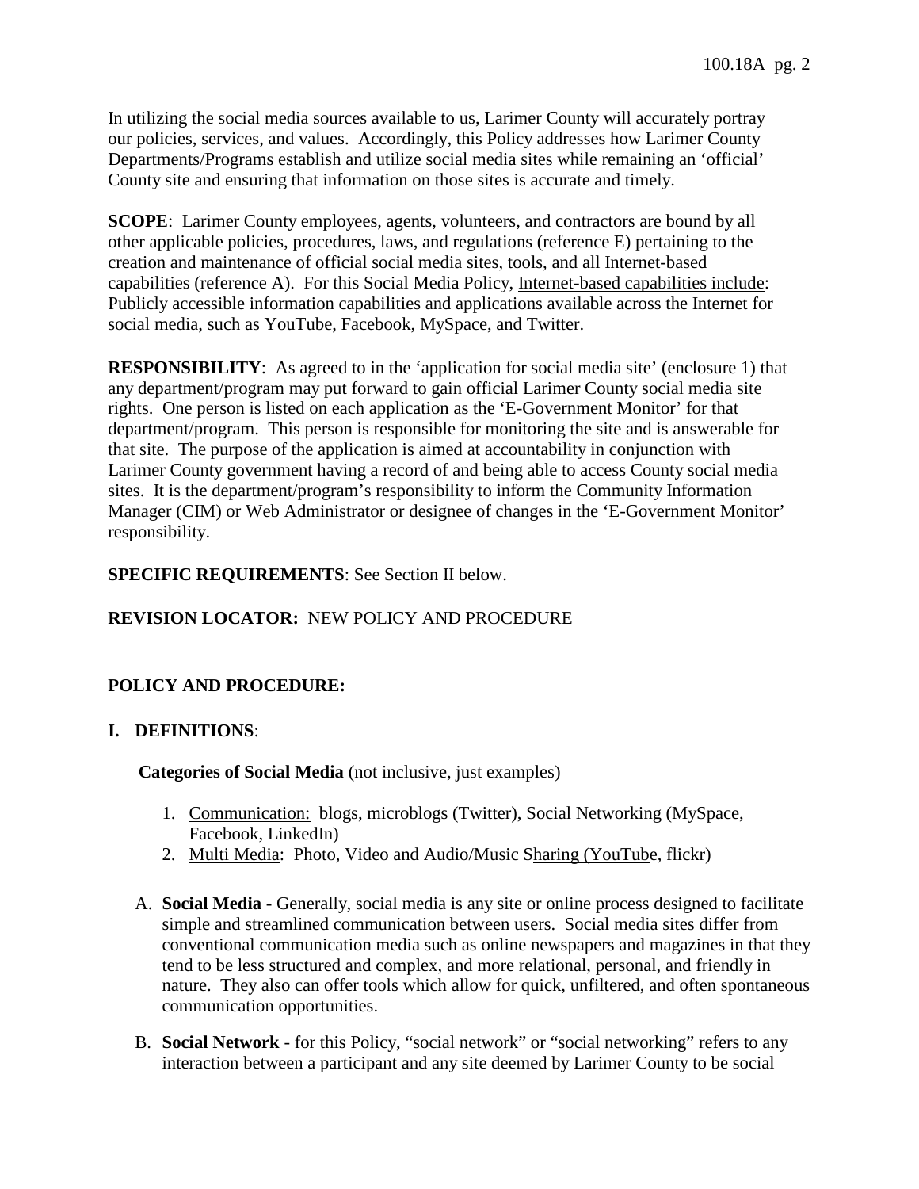In utilizing the social media sources available to us, Larimer County will accurately portray our policies, services, and values. Accordingly, this Policy addresses how Larimer County Departments/Programs establish and utilize social media sites while remaining an 'official' County site and ensuring that information on those sites is accurate and timely.

**SCOPE**: Larimer County employees, agents, volunteers, and contractors are bound by all other applicable policies, procedures, laws, and regulations (reference E) pertaining to the creation and maintenance of official social media sites, tools, and all Internet-based capabilities (reference A). For this Social Media Policy, Internet-based capabilities include: Publicly accessible information capabilities and applications available across the Internet for social media, such as YouTube, Facebook, MySpace, and Twitter.

**RESPONSIBILITY**: As agreed to in the 'application for social media site' (enclosure 1) that any department/program may put forward to gain official Larimer County social media site rights. One person is listed on each application as the 'E-Government Monitor' for that department/program. This person is responsible for monitoring the site and is answerable for that site. The purpose of the application is aimed at accountability in conjunction with Larimer County government having a record of and being able to access County social media sites. It is the department/program's responsibility to inform the Community Information Manager (CIM) or Web Administrator or designee of changes in the 'E-Government Monitor' responsibility.

**SPECIFIC REQUIREMENTS**: See Section II below.

**REVISION LOCATOR:** NEW POLICY AND PROCEDURE

**POLICY AND PROCEDURE:**

**I. DEFINITIONS**:

**Categories of Social Media** (not inclusive, just examples)

1. Communication: blogs, microblogs (Twitter), Social Networking (MySpace, Facebook, LinkedIn)
2. Multi Media: Photo, Video and Audio/Music Sharing (YouTube, flickr)

A. **Social Media** - Generally, social media is any site or online process designed to facilitate simple and streamlined communication between users. Social media sites differ from conventional communication media such as online newspapers and magazines in that they tend to be less structured and complex, and more relational, personal, and friendly in nature. They also can offer tools which allow for quick, unfiltered, and often spontaneous communication opportunities.

B. **Social Network** - for this Policy, "social network" or "social networking" refers to any interaction between a participant and any site deemed by Larimer County to be social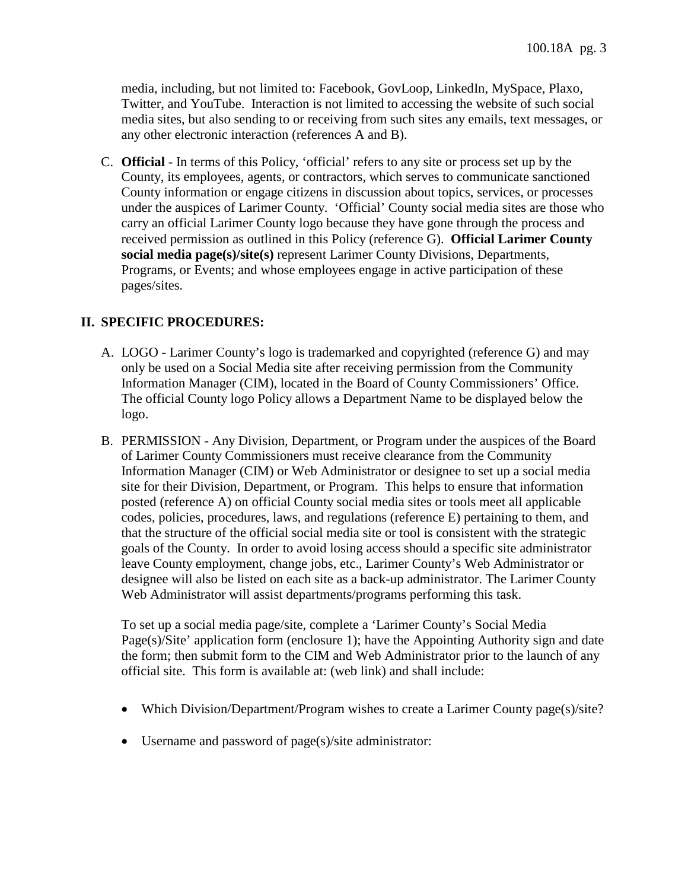media, including, but not limited to: Facebook, GovLoop, LinkedIn, MySpace, Plaxo, Twitter, and YouTube. Interaction is not limited to accessing the website of such social media sites, but also sending to or receiving from such sites any emails, text messages, or any other electronic interaction (references A and B).

C. **Official** - In terms of this Policy, 'official' refers to any site or process set up by the County, its employees, agents, or contractors, which serves to communicate sanctioned County information or engage citizens in discussion about topics, services, or processes under the auspices of Larimer County. 'Official' County social media sites are those who carry an official Larimer County logo because they have gone through the process and received permission as outlined in this Policy (reference G). **Official Larimer County social media page(s)/site(s)** represent Larimer County Divisions, Departments, Programs, or Events; and whose employees engage in active participation of these pages/sites.

## II. SPECIFIC PROCEDURES:

A. LOGO - Larimer County's logo is trademarked and copyrighted (reference G) and may only be used on a Social Media site after receiving permission from the Community Information Manager (CIM), located in the Board of County Commissioners' Office. The official County logo Policy allows a Department Name to be displayed below the logo.

B. PERMISSION - Any Division, Department, or Program under the auspices of the Board of Larimer County Commissioners must receive clearance from the Community Information Manager (CIM) or Web Administrator or designee to set up a social media site for their Division, Department, or Program. This helps to ensure that information posted (reference A) on official County social media sites or tools meet all applicable codes, policies, procedures, laws, and regulations (reference E) pertaining to them, and that the structure of the official social media site or tool is consistent with the strategic goals of the County. In order to avoid losing access should a specific site administrator leave County employment, change jobs, etc., Larimer County's Web Administrator or designee will also be listed on each site as a back-up administrator. The Larimer County Web Administrator will assist departments/programs performing this task.

   To set up a social media page/site, complete a 'Larimer County's Social Media Page(s)/Site' application form (enclosure 1); have the Appointing Authority sign and date the form; then submit form to the CIM and Web Administrator prior to the launch of any official site. This form is available at: (web link) and shall include:

   - Which Division/Department/Program wishes to create a Larimer County page(s)/site?
   - Username and password of page(s)/site administrator: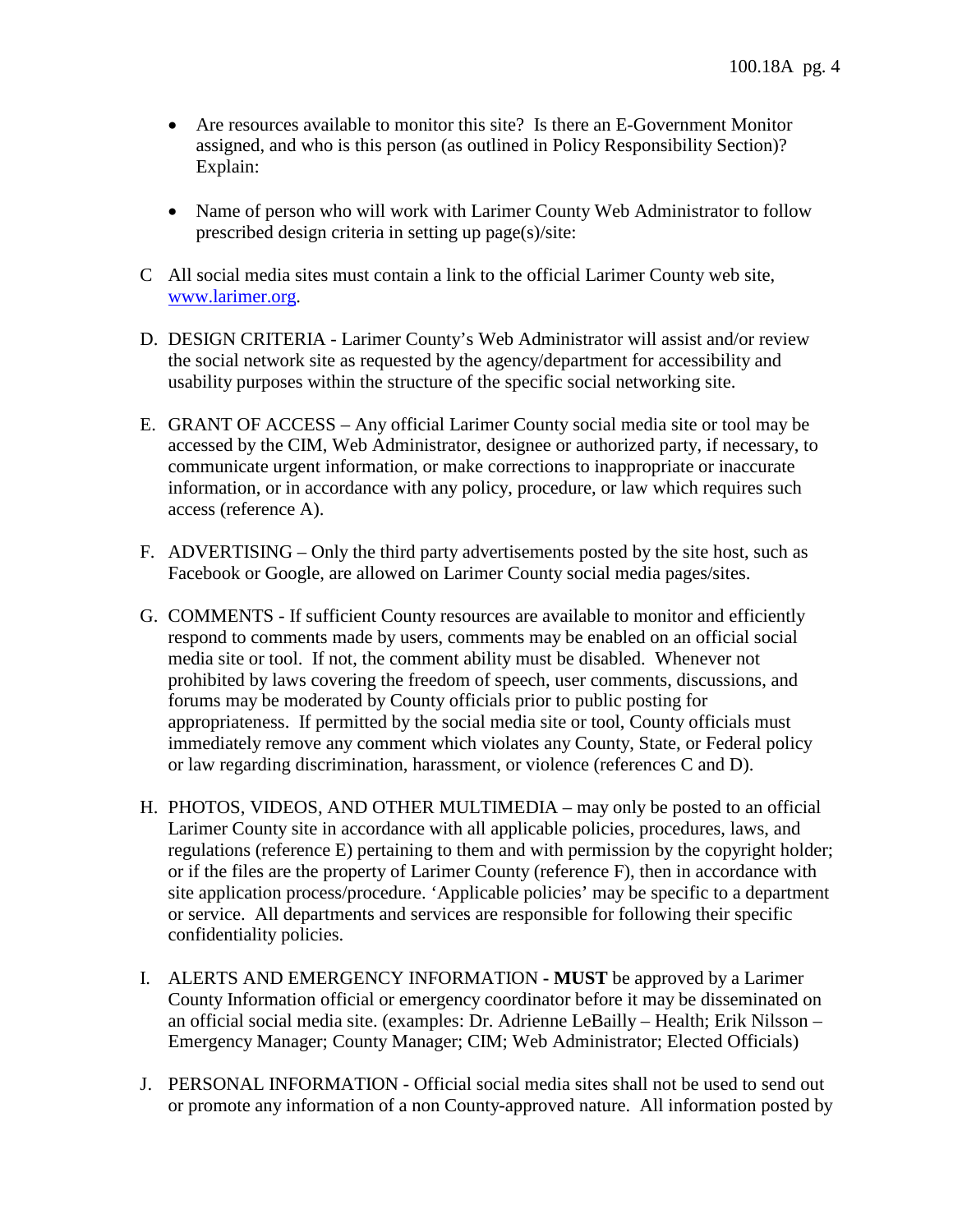- Are resources available to monitor this site? Is there an E-Government Monitor assigned, and who is this person (as outlined in Policy Responsibility Section)? Explain:

- Name of person who will work with Larimer County Web Administrator to follow prescribed design criteria in setting up page(s)/site:

C All social media sites must contain a link to the official Larimer County web site, www.larimer.org.

D. DESIGN CRITERIA - Larimer County's Web Administrator will assist and/or review the social network site as requested by the agency/department for accessibility and usability purposes within the structure of the specific social networking site.

E. GRANT OF ACCESS – Any official Larimer County social media site or tool may be accessed by the CIM, Web Administrator, designee or authorized party, if necessary, to communicate urgent information, or make corrections to inappropriate or inaccurate information, or in accordance with any policy, procedure, or law which requires such access (reference A).

F. ADVERTISING – Only the third party advertisements posted by the site host, such as Facebook or Google, are allowed on Larimer County social media pages/sites.

G. COMMENTS - If sufficient County resources are available to monitor and efficiently respond to comments made by users, comments may be enabled on an official social media site or tool. If not, the comment ability must be disabled. Whenever not prohibited by laws covering the freedom of speech, user comments, discussions, and forums may be moderated by County officials prior to public posting for appropriateness. If permitted by the social media site or tool, County officials must immediately remove any comment which violates any County, State, or Federal policy or law regarding discrimination, harassment, or violence (references C and D).

H. PHOTOS, VIDEOS, AND OTHER MULTIMEDIA – may only be posted to an official Larimer County site in accordance with all applicable policies, procedures, laws, and regulations (reference E) pertaining to them and with permission by the copyright holder; or if the files are the property of Larimer County (reference F), then in accordance with site application process/procedure. 'Applicable policies' may be specific to a department or service. All departments and services are responsible for following their specific confidentiality policies.

I. ALERTS AND EMERGENCY INFORMATION - **MUST** be approved by a Larimer County Information official or emergency coordinator before it may be disseminated on an official social media site. (examples: Dr. Adrienne LeBailly – Health; Erik Nilsson – Emergency Manager; County Manager; CIM; Web Administrator; Elected Officials)

J. PERSONAL INFORMATION - Official social media sites shall not be used to send out or promote any information of a non County-approved nature. All information posted by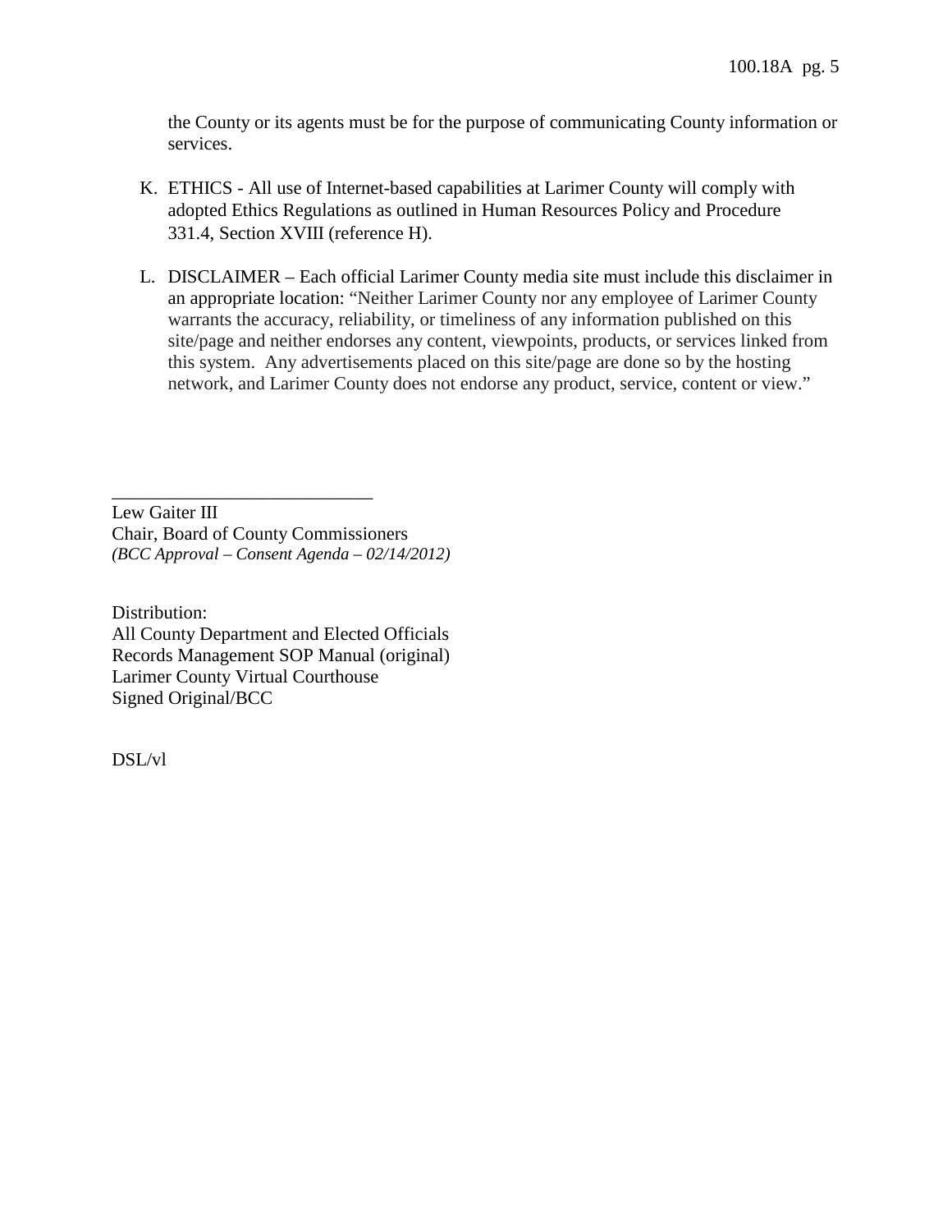the County or its agents must be for the purpose of communicating County information or services.

K. ETHICS - All use of Internet-based capabilities at Larimer County will comply with adopted Ethics Regulations as outlined in Human Resources Policy and Procedure 331.4, Section XVIII (reference H).

L. DISCLAIMER – Each official Larimer County media site must include this disclaimer in an appropriate location: "Neither Larimer County nor any employee of Larimer County warrants the accuracy, reliability, or timeliness of any information published on this site/page and neither endorses any content, viewpoints, products, or services linked from this system. Any advertisements placed on this site/page are done so by the hosting network, and Larimer County does not endorse any product, service, content or view."

_____________________________
Lew Gaiter III
Chair, Board of County Commissioners
*(BCC Approval – Consent Agenda – 02/14/2012)*

Distribution:
All County Department and Elected Officials
Records Management SOP Manual (original)
Larimer County Virtual Courthouse
Signed Original/BCC

DSL/vl